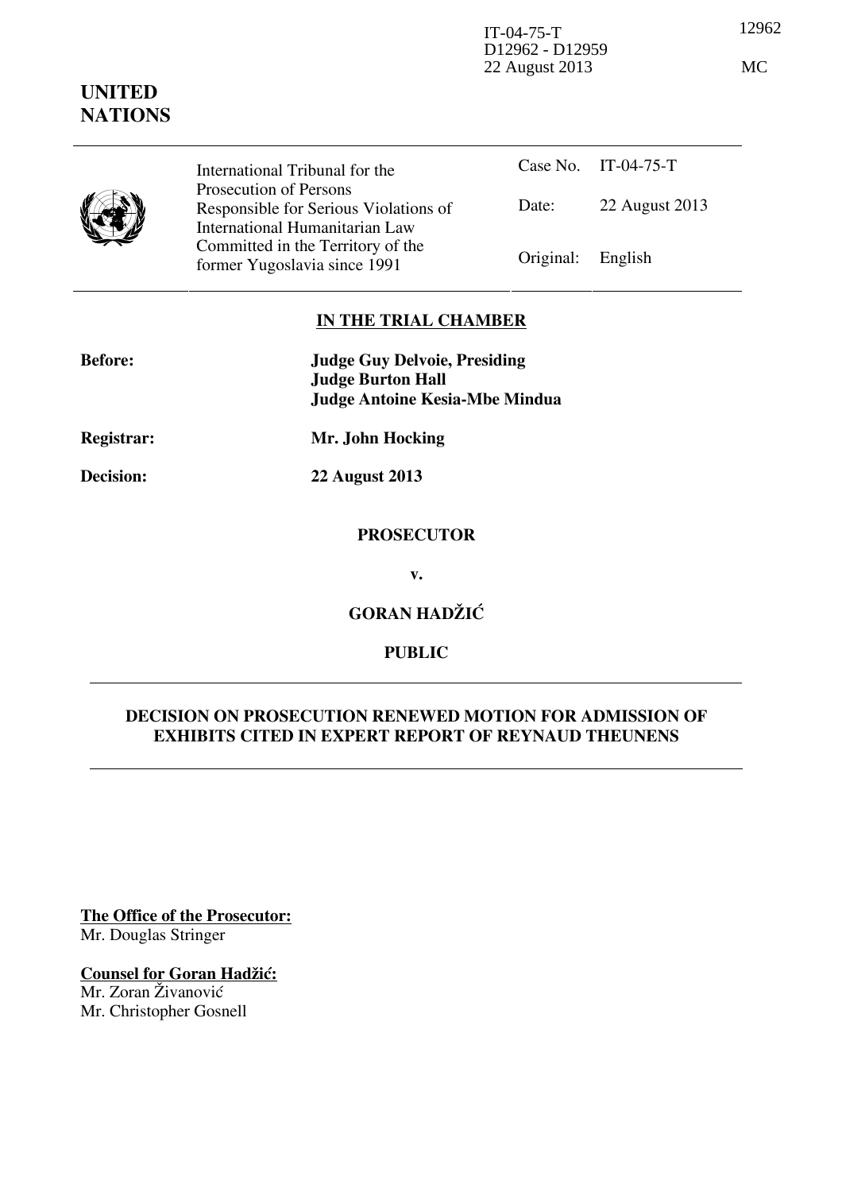IT-04-75-T
D12962 - D12959
22 August 2013

12962

MC

**UNITED NATIONS**

| International Tribunal for the Prosecution of Persons Responsible for Serious Violations of International Humanitarian Law Committed in the Territory of the former Yugoslavia since 1991 | Case No. | IT-04-75-T |
|---|---|---|
| | Date: | 22 August 2013 |
| | Original: | English |

## IN THE TRIAL CHAMBER

**Before:** **Judge Guy Delvoie, Presiding**
**Judge Burton Hall**
**Judge Antoine Kesia-Mbe Mindua**

**Registrar:** **Mr. John Hocking**

**Decision:** **22 August 2013**

**PROSECUTOR**

**v.**

**GORAN HADŽIĆ**

**PUBLIC**

## DECISION ON PROSECUTION RENEWED MOTION FOR ADMISSION OF EXHIBITS CITED IN EXPERT REPORT OF REYNAUD THEUNENS

**The Office of the Prosecutor:**
Mr. Douglas Stringer

**Counsel for Goran Hadžić:**
Mr. Zoran Živanović
Mr. Christopher Gosnell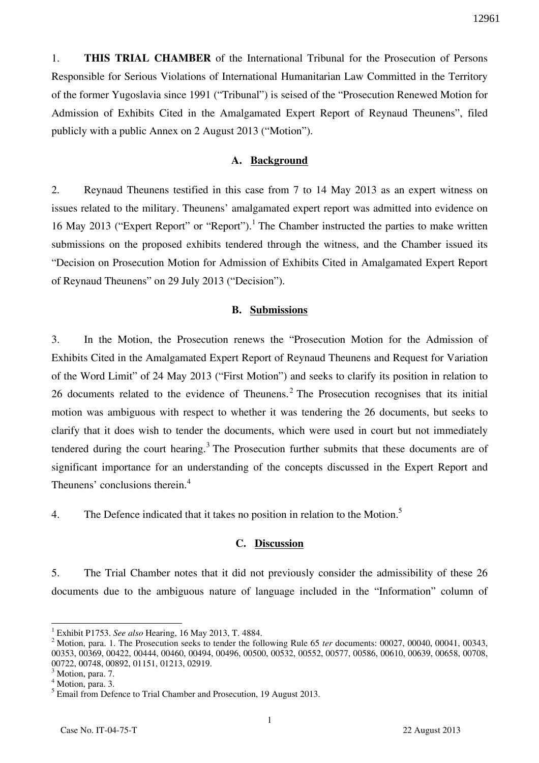1. **THIS TRIAL CHAMBER** of the International Tribunal for the Prosecution of Persons Responsible for Serious Violations of International Humanitarian Law Committed in the Territory of the former Yugoslavia since 1991 ("Tribunal") is seised of the "Prosecution Renewed Motion for Admission of Exhibits Cited in the Amalgamated Expert Report of Reynaud Theunens", filed publicly with a public Annex on 2 August 2013 ("Motion").

## A. Background

2. Reynaud Theunens testified in this case from 7 to 14 May 2013 as an expert witness on issues related to the military. Theunens' amalgamated expert report was admitted into evidence on 16 May 2013 ("Expert Report" or "Report").[1] The Chamber instructed the parties to make written submissions on the proposed exhibits tendered through the witness, and the Chamber issued its "Decision on Prosecution Motion for Admission of Exhibits Cited in Amalgamated Expert Report of Reynaud Theunens" on 29 July 2013 ("Decision").

## B. Submissions

3. In the Motion, the Prosecution renews the "Prosecution Motion for the Admission of Exhibits Cited in the Amalgamated Expert Report of Reynaud Theunens and Request for Variation of the Word Limit" of 24 May 2013 ("First Motion") and seeks to clarify its position in relation to 26 documents related to the evidence of Theunens.[2] The Prosecution recognises that its initial motion was ambiguous with respect to whether it was tendering the 26 documents, but seeks to clarify that it does wish to tender the documents, which were used in court but not immediately tendered during the court hearing.[3] The Prosecution further submits that these documents are of significant importance for an understanding of the concepts discussed in the Expert Report and Theunens' conclusions therein.[4]

4. The Defence indicated that it takes no position in relation to the Motion.[5]

## C. Discussion

5. The Trial Chamber notes that it did not previously consider the admissibility of these 26 documents due to the ambiguous nature of language included in the "Information" column of

---

[1] Exhibit P1753. *See also* Hearing, 16 May 2013, T. 4884.

[2] Motion, para. 1. The Prosecution seeks to tender the following Rule 65 *ter* documents: 00027, 00040, 00041, 00343, 00353, 00369, 00422, 00444, 00460, 00494, 00496, 00500, 00532, 00552, 00577, 00586, 00610, 00639, 00658, 00708, 00722, 00748, 00892, 01151, 01213, 02919.

[3] Motion, para. 7.

[4] Motion, para. 3.

[5] Email from Defence to Trial Chamber and Prosecution, 19 August 2013.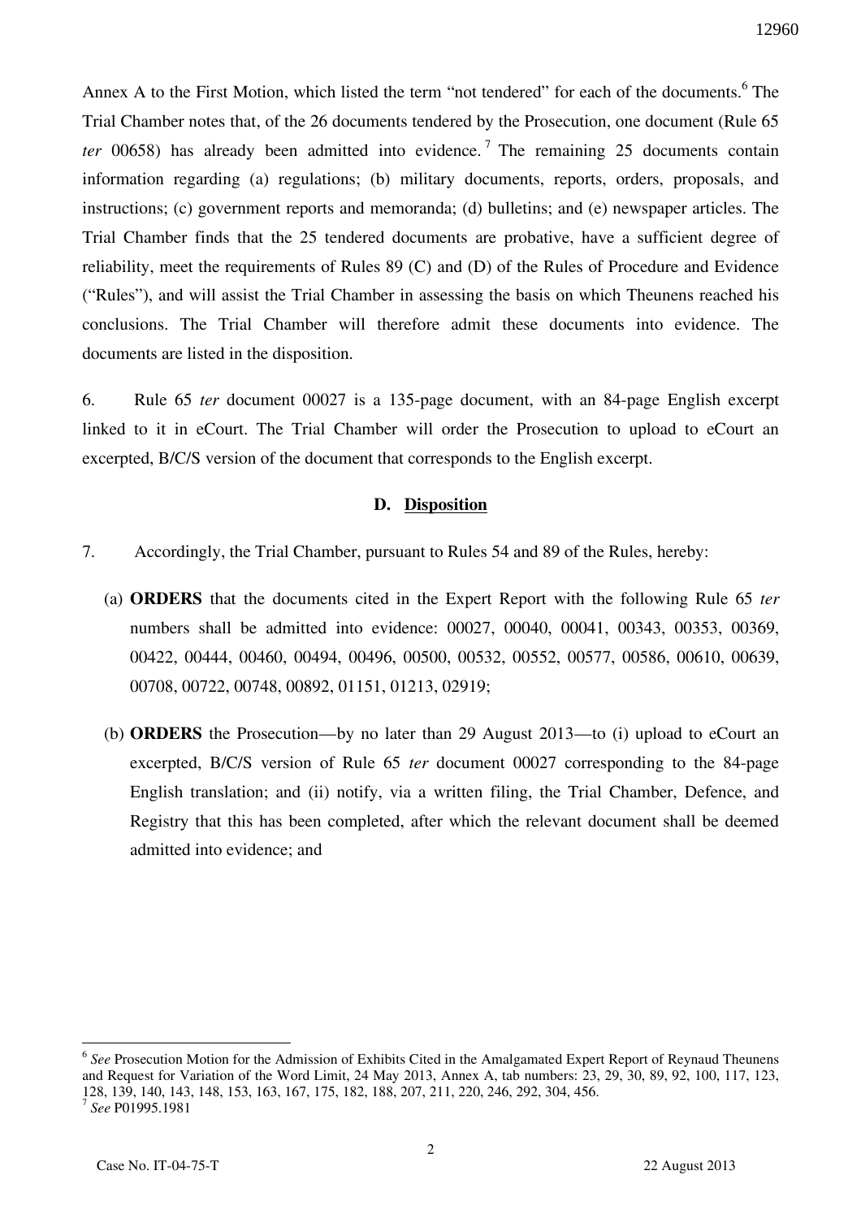Annex A to the First Motion, which listed the term "not tendered" for each of the documents.[6] The Trial Chamber notes that, of the 26 documents tendered by the Prosecution, one document (Rule 65 *ter* 00658) has already been admitted into evidence.[7] The remaining 25 documents contain information regarding (a) regulations; (b) military documents, reports, orders, proposals, and instructions; (c) government reports and memoranda; (d) bulletins; and (e) newspaper articles. The Trial Chamber finds that the 25 tendered documents are probative, have a sufficient degree of reliability, meet the requirements of Rules 89 (C) and (D) of the Rules of Procedure and Evidence ("Rules"), and will assist the Trial Chamber in assessing the basis on which Theunens reached his conclusions. The Trial Chamber will therefore admit these documents into evidence. The documents are listed in the disposition.

6. Rule 65 *ter* document 00027 is a 135-page document, with an 84-page English excerpt linked to it in eCourt. The Trial Chamber will order the Prosecution to upload to eCourt an excerpted, B/C/S version of the document that corresponds to the English excerpt.

### D. Disposition

7. Accordingly, the Trial Chamber, pursuant to Rules 54 and 89 of the Rules, hereby:

(a) **ORDERS** that the documents cited in the Expert Report with the following Rule 65 *ter* numbers shall be admitted into evidence: 00027, 00040, 00041, 00343, 00353, 00369, 00422, 00444, 00460, 00494, 00496, 00500, 00532, 00552, 00577, 00586, 00610, 00639, 00708, 00722, 00748, 00892, 01151, 01213, 02919;

(b) **ORDERS** the Prosecution—by no later than 29 August 2013—to (i) upload to eCourt an excerpted, B/C/S version of Rule 65 *ter* document 00027 corresponding to the 84-page English translation; and (ii) notify, via a written filing, the Trial Chamber, Defence, and Registry that this has been completed, after which the relevant document shall be deemed admitted into evidence; and

---

[6] *See* Prosecution Motion for the Admission of Exhibits Cited in the Amalgamated Expert Report of Reynaud Theunens and Request for Variation of the Word Limit, 24 May 2013, Annex A, tab numbers: 23, 29, 30, 89, 92, 100, 117, 123, 128, 139, 140, 143, 148, 153, 163, 167, 175, 182, 188, 207, 211, 220, 246, 292, 304, 456.

[7] *See* P01995.1981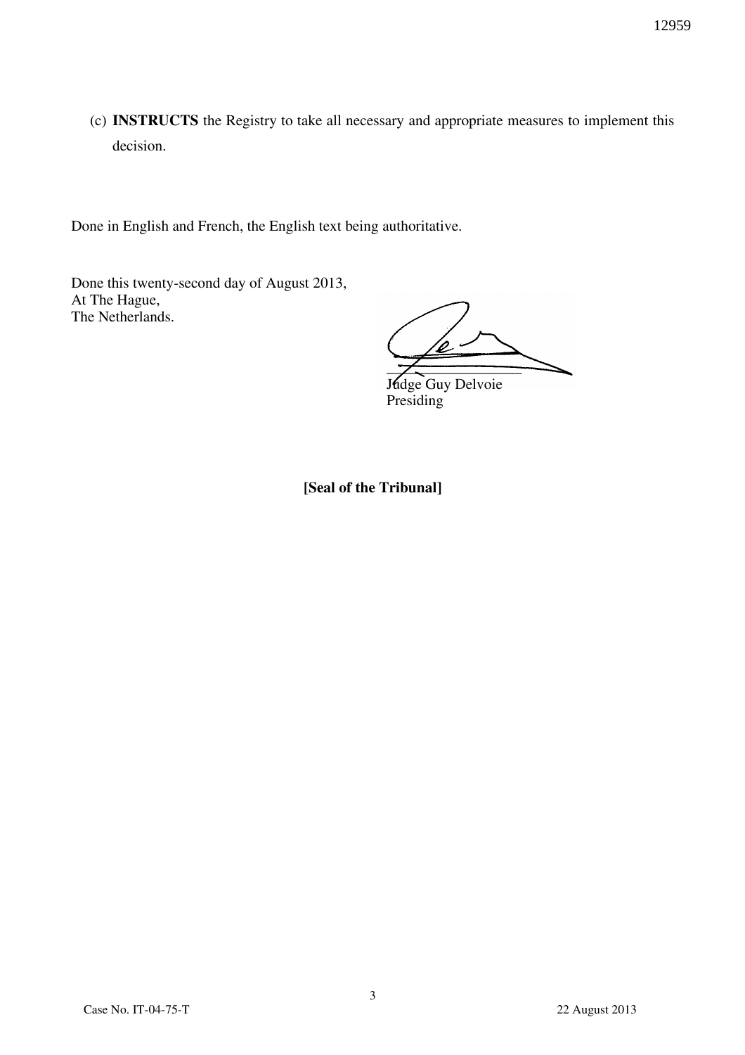(c) **INSTRUCTS** the Registry to take all necessary and appropriate measures to implement this decision.

Done in English and French, the English text being authoritative.

Done this twenty-second day of August 2013,
At The Hague,
The Netherlands.

Judge Guy Delvoie
Presiding

**[Seal of the Tribunal]**